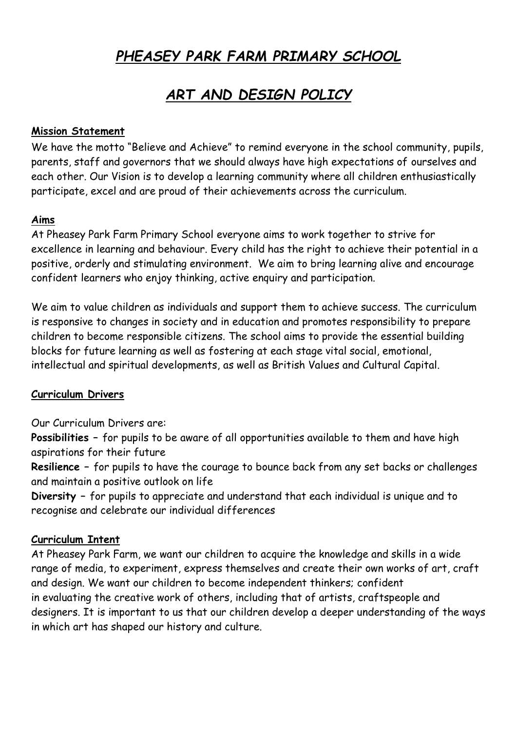# *PHEASEY PARK FARM PRIMARY SCHOOL*

## *ART AND DESIGN POLICY*

### Mission Statement

We have the motto "Believe and Achieve" to remind everyone in the school community, pupils, parents, staff and governors that we should always have high expectations of ourselves and each other. Our Vision is to develop a learning community where all children enthusiastically participate, excel and are proud of their achievements across the curriculum.

### Aims

At Pheasey Park Farm Primary School everyone aims to work together to strive for excellence in learning and behaviour. Every child has the right to achieve their potential in a positive, orderly and stimulating environment. We aim to bring learning alive and encourage confident learners who enjoy thinking, active enquiry and participation.

We aim to value children as individuals and support them to achieve success. The curriculum is responsive to changes in society and in education and promotes responsibility to prepare children to become responsible citizens. The school aims to provide the essential building blocks for future learning as well as fostering at each stage vital social, emotional, intellectual and spiritual developments, as well as British Values and Cultural Capital.

### Curriculum Drivers

Our Curriculum Drivers are:

**Possibilities** – for pupils to be aware of all opportunities available to them and have high aspirations for their future

**Resilience** – for pupils to have the courage to bounce back from any set backs or challenges and maintain a positive outlook on life

**Diversity** – for pupils to appreciate and understand that each individual is unique and to recognise and celebrate our individual differences

### Curriculum Intent

At Pheasey Park Farm, we want our children to acquire the knowledge and skills in a wide range of media, to experiment, express themselves and create their own works of art, craft and design. We want our children to become independent thinkers; confident in evaluating the creative work of others, including that of artists, craftspeople and designers. It is important to us that our children develop a deeper understanding of the ways in which art has shaped our history and culture.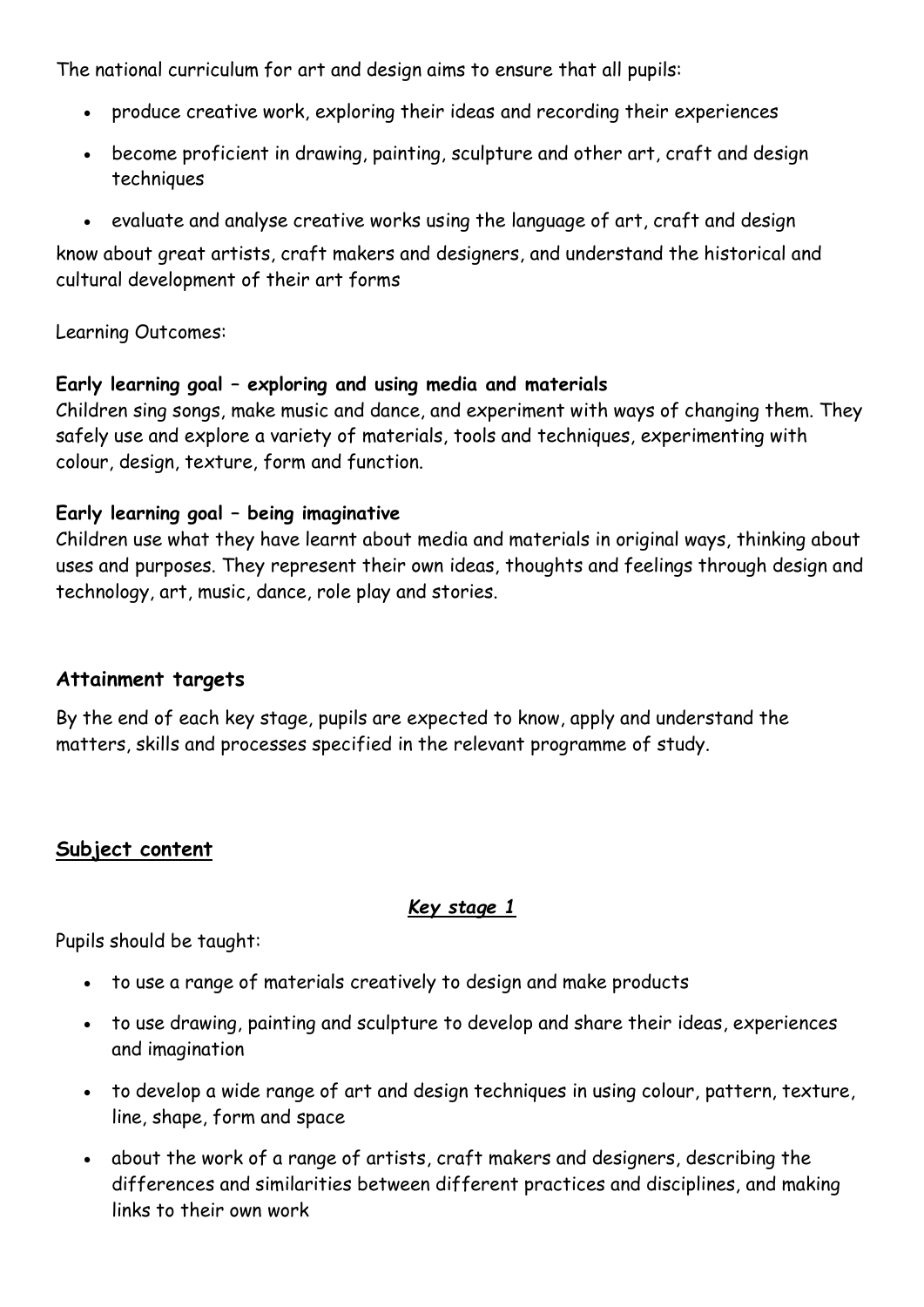The national curriculum for art and design aims to ensure that all pupils:

- produce creative work, exploring their ideas and recording their experiences
- become proficient in drawing, painting, sculpture and other art, craft and design techniques
- evaluate and analyse creative works using the language of art, craft and design

know about great artists, craft makers and designers, and understand the historical and cultural development of their art forms

Learning Outcomes:

**Early learning goal – exploring and using media and materials**
Children sing songs, make music and dance, and experiment with ways of changing them. They safely use and explore a variety of materials, tools and techniques, experimenting with colour, design, texture, form and function.

**Early learning goal – being imaginative**
Children use what they have learnt about media and materials in original ways, thinking about uses and purposes. They represent their own ideas, thoughts and feelings through design and technology, art, music, dance, role play and stories.

## Attainment targets

By the end of each key stage, pupils are expected to know, apply and understand the matters, skills and processes specified in the relevant programme of study.

## Subject content

### *Key stage 1*

Pupils should be taught:

- to use a range of materials creatively to design and make products
- to use drawing, painting and sculpture to develop and share their ideas, experiences and imagination
- to develop a wide range of art and design techniques in using colour, pattern, texture, line, shape, form and space
- about the work of a range of artists, craft makers and designers, describing the differences and similarities between different practices and disciplines, and making links to their own work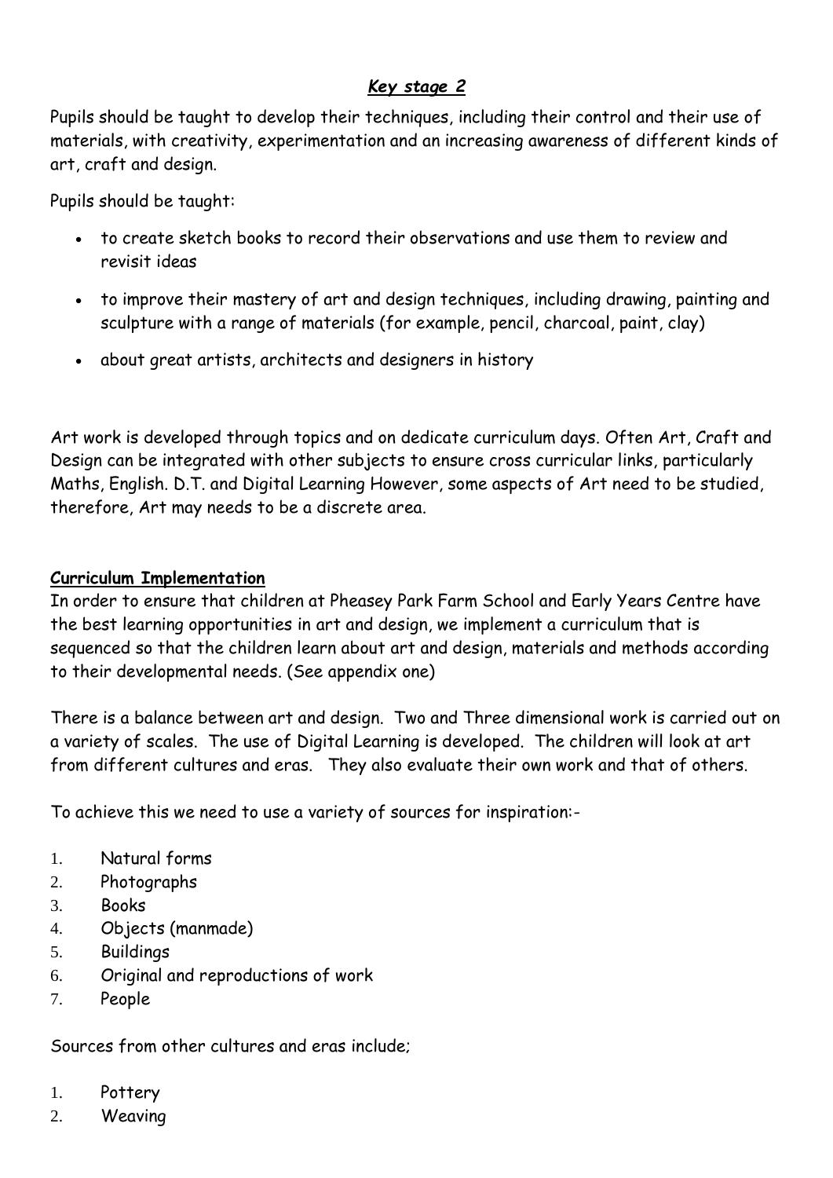### ***Key stage 2***

Pupils should be taught to develop their techniques, including their control and their use of materials, with creativity, experimentation and an increasing awareness of different kinds of art, craft and design.

Pupils should be taught:

- to create sketch books to record their observations and use them to review and revisit ideas
- to improve their mastery of art and design techniques, including drawing, painting and sculpture with a range of materials (for example, pencil, charcoal, paint, clay)
- about great artists, architects and designers in history

Art work is developed through topics and on dedicate curriculum days. Often Art, Craft and Design can be integrated with other subjects to ensure cross curricular links, particularly Maths, English. D.T. and Digital Learning However, some aspects of Art need to be studied, therefore, Art may needs to be a discrete area.

**Curriculum Implementation**

In order to ensure that children at Pheasey Park Farm School and Early Years Centre have the best learning opportunities in art and design, we implement a curriculum that is sequenced so that the children learn about art and design, materials and methods according to their developmental needs. (See appendix one)

There is a balance between art and design. Two and Three dimensional work is carried out on a variety of scales. The use of Digital Learning is developed. The children will look at art from different cultures and eras. They also evaluate their own work and that of others.

To achieve this we need to use a variety of sources for inspiration:-

1. Natural forms
2. Photographs
3. Books
4. Objects (manmade)
5. Buildings
6. Original and reproductions of work
7. People

Sources from other cultures and eras include;

1. Pottery
2. Weaving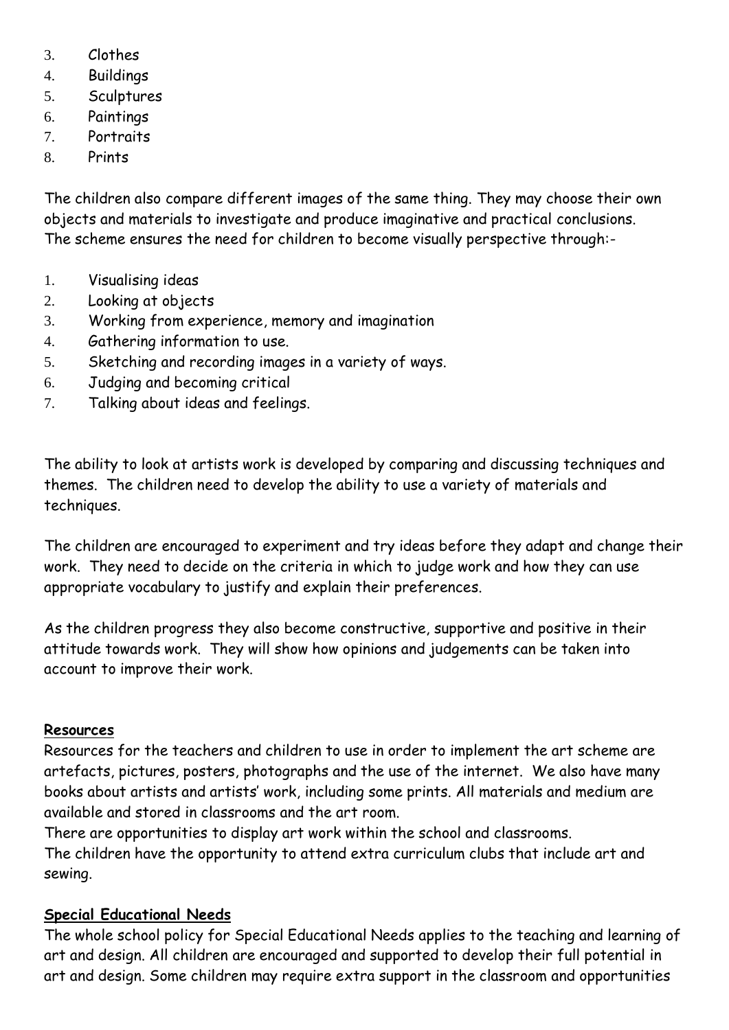3. Clothes
4. Buildings
5. Sculptures
6. Paintings
7. Portraits
8. Prints

The children also compare different images of the same thing. They may choose their own objects and materials to investigate and produce imaginative and practical conclusions. The scheme ensures the need for children to become visually perspective through:-

1. Visualising ideas
2. Looking at objects
3. Working from experience, memory and imagination
4. Gathering information to use.
5. Sketching and recording images in a variety of ways.
6. Judging and becoming critical
7. Talking about ideas and feelings.

The ability to look at artists work is developed by comparing and discussing techniques and themes. The children need to develop the ability to use a variety of materials and techniques.

The children are encouraged to experiment and try ideas before they adapt and change their work. They need to decide on the criteria in which to judge work and how they can use appropriate vocabulary to justify and explain their preferences.

As the children progress they also become constructive, supportive and positive in their attitude towards work. They will show how opinions and judgements can be taken into account to improve their work.

**Resources**

Resources for the teachers and children to use in order to implement the art scheme are artefacts, pictures, posters, photographs and the use of the internet. We also have many books about artists and artists' work, including some prints. All materials and medium are available and stored in classrooms and the art room.

There are opportunities to display art work within the school and classrooms.

The children have the opportunity to attend extra curriculum clubs that include art and sewing.

**Special Educational Needs**

The whole school policy for Special Educational Needs applies to the teaching and learning of art and design. All children are encouraged and supported to develop their full potential in art and design. Some children may require extra support in the classroom and opportunities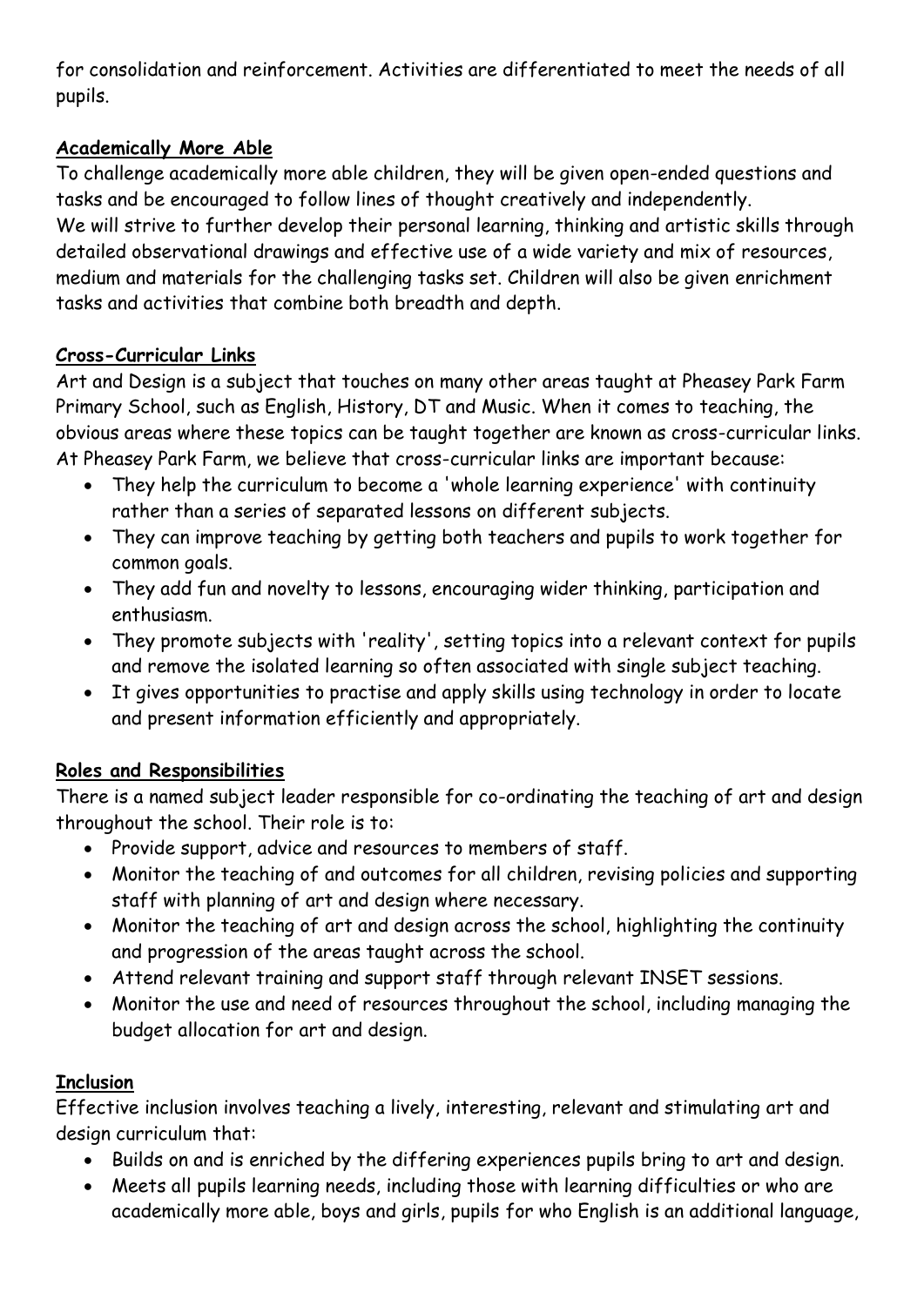for consolidation and reinforcement. Activities are differentiated to meet the needs of all pupils.

**Academically More Able**

To challenge academically more able children, they will be given open-ended questions and tasks and be encouraged to follow lines of thought creatively and independently.
We will strive to further develop their personal learning, thinking and artistic skills through detailed observational drawings and effective use of a wide variety and mix of resources, medium and materials for the challenging tasks set. Children will also be given enrichment tasks and activities that combine both breadth and depth.

**Cross-Curricular Links**

Art and Design is a subject that touches on many other areas taught at Pheasey Park Farm Primary School, such as English, History, DT and Music. When it comes to teaching, the obvious areas where these topics can be taught together are known as cross-curricular links. At Pheasey Park Farm, we believe that cross-curricular links are important because:

- They help the curriculum to become a 'whole learning experience' with continuity rather than a series of separated lessons on different subjects.
- They can improve teaching by getting both teachers and pupils to work together for common goals.
- They add fun and novelty to lessons, encouraging wider thinking, participation and enthusiasm.
- They promote subjects with 'reality', setting topics into a relevant context for pupils and remove the isolated learning so often associated with single subject teaching.
- It gives opportunities to practise and apply skills using technology in order to locate and present information efficiently and appropriately.

**Roles and Responsibilities**

There is a named subject leader responsible for co-ordinating the teaching of art and design throughout the school. Their role is to:

- Provide support, advice and resources to members of staff.
- Monitor the teaching of and outcomes for all children, revising policies and supporting staff with planning of art and design where necessary.
- Monitor the teaching of art and design across the school, highlighting the continuity and progression of the areas taught across the school.
- Attend relevant training and support staff through relevant INSET sessions.
- Monitor the use and need of resources throughout the school, including managing the budget allocation for art and design.

**Inclusion**

Effective inclusion involves teaching a lively, interesting, relevant and stimulating art and design curriculum that:

- Builds on and is enriched by the differing experiences pupils bring to art and design.
- Meets all pupils learning needs, including those with learning difficulties or who are academically more able, boys and girls, pupils for who English is an additional language,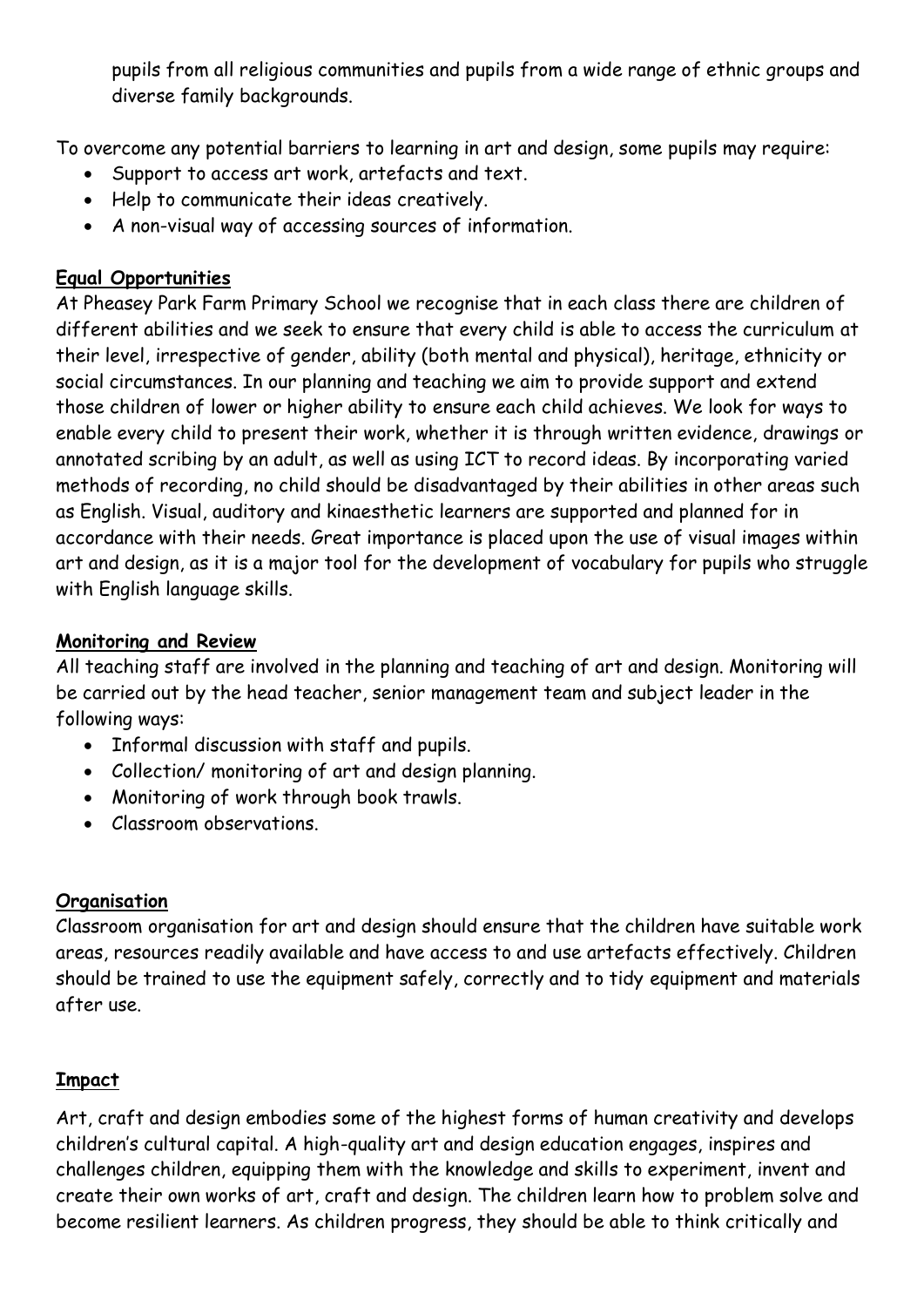pupils from all religious communities and pupils from a wide range of ethnic groups and diverse family backgrounds.

To overcome any potential barriers to learning in art and design, some pupils may require:

- Support to access art work, artefacts and text.
- Help to communicate their ideas creatively.
- A non-visual way of accessing sources of information.

**Equal Opportunities**

At Pheasey Park Farm Primary School we recognise that in each class there are children of different abilities and we seek to ensure that every child is able to access the curriculum at their level, irrespective of gender, ability (both mental and physical), heritage, ethnicity or social circumstances. In our planning and teaching we aim to provide support and extend those children of lower or higher ability to ensure each child achieves. We look for ways to enable every child to present their work, whether it is through written evidence, drawings or annotated scribing by an adult, as well as using ICT to record ideas. By incorporating varied methods of recording, no child should be disadvantaged by their abilities in other areas such as English. Visual, auditory and kinaesthetic learners are supported and planned for in accordance with their needs. Great importance is placed upon the use of visual images within art and design, as it is a major tool for the development of vocabulary for pupils who struggle with English language skills.

**Monitoring and Review**

All teaching staff are involved in the planning and teaching of art and design. Monitoring will be carried out by the head teacher, senior management team and subject leader in the following ways:

- Informal discussion with staff and pupils.
- Collection/ monitoring of art and design planning.
- Monitoring of work through book trawls.
- Classroom observations.

**Organisation**

Classroom organisation for art and design should ensure that the children have suitable work areas, resources readily available and have access to and use artefacts effectively. Children should be trained to use the equipment safely, correctly and to tidy equipment and materials after use.

**Impact**

Art, craft and design embodies some of the highest forms of human creativity and develops children's cultural capital. A high-quality art and design education engages, inspires and challenges children, equipping them with the knowledge and skills to experiment, invent and create their own works of art, craft and design. The children learn how to problem solve and become resilient learners. As children progress, they should be able to think critically and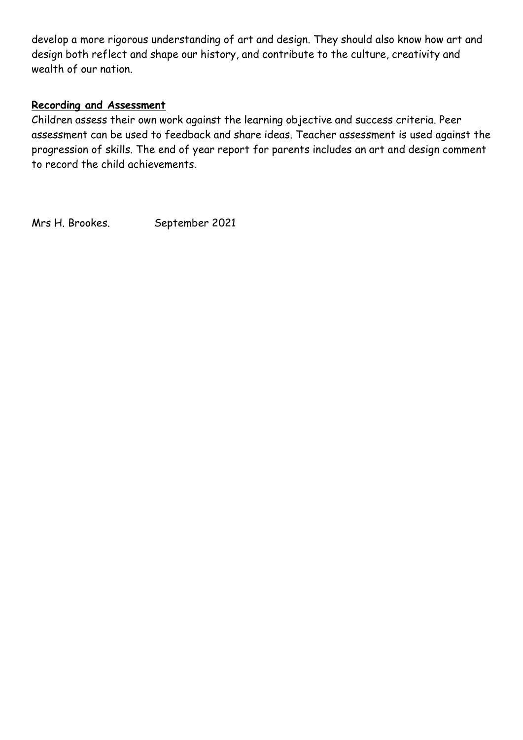develop a more rigorous understanding of art and design. They should also know how art and design both reflect and shape our history, and contribute to the culture, creativity and wealth of our nation.

**Recording and Assessment**

Children assess their own work against the learning objective and success criteria. Peer assessment can be used to feedback and share ideas. Teacher assessment is used against the progression of skills. The end of year report for parents includes an art and design comment to record the child achievements.

Mrs H. Brookes.            September 2021